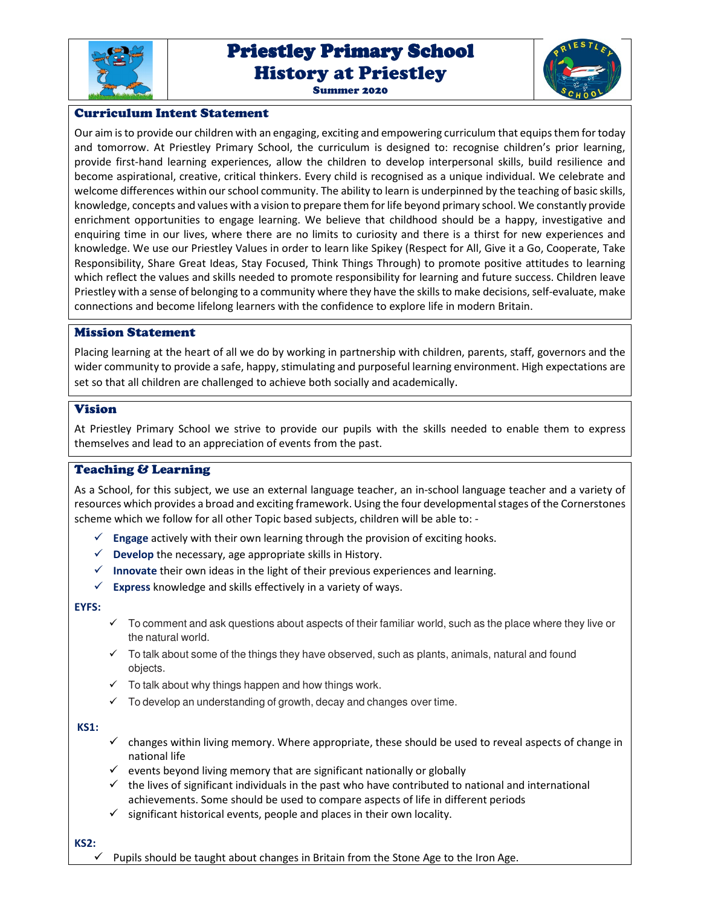# Priestley Primary School
# History at Priestley
### Summer 2020

## Curriculum Intent Statement

Our aim is to provide our children with an engaging, exciting and empowering curriculum that equips them for today and tomorrow. At Priestley Primary School, the curriculum is designed to: recognise children's prior learning, provide first-hand learning experiences, allow the children to develop interpersonal skills, build resilience and become aspirational, creative, critical thinkers. Every child is recognised as a unique individual. We celebrate and welcome differences within our school community. The ability to learn is underpinned by the teaching of basic skills, knowledge, concepts and values with a vision to prepare them for life beyond primary school. We constantly provide enrichment opportunities to engage learning. We believe that childhood should be a happy, investigative and enquiring time in our lives, where there are no limits to curiosity and there is a thirst for new experiences and knowledge. We use our Priestley Values in order to learn like Spikey (Respect for All, Give it a Go, Cooperate, Take Responsibility, Share Great Ideas, Stay Focused, Think Things Through) to promote positive attitudes to learning which reflect the values and skills needed to promote responsibility for learning and future success. Children leave Priestley with a sense of belonging to a community where they have the skills to make decisions, self-evaluate, make connections and become lifelong learners with the confidence to explore life in modern Britain.

## Mission Statement

Placing learning at the heart of all we do by working in partnership with children, parents, staff, governors and the wider community to provide a safe, happy, stimulating and purposeful learning environment. High expectations are set so that all children are challenged to achieve both socially and academically.

## Vision

At Priestley Primary School we strive to provide our pupils with the skills needed to enable them to express themselves and lead to an appreciation of events from the past.

## Teaching & Learning

As a School, for this subject, we use an external language teacher, an in-school language teacher and a variety of resources which provides a broad and exciting framework. Using the four developmental stages of the Cornerstones scheme which we follow for all other Topic based subjects, children will be able to: -

- ✓ **Engage** actively with their own learning through the provision of exciting hooks.
- ✓ **Develop** the necessary, age appropriate skills in History.
- ✓ **Innovate** their own ideas in the light of their previous experiences and learning.
- ✓ **Express** knowledge and skills effectively in a variety of ways.

**EYFS:**

- ✓ To comment and ask questions about aspects of their familiar world, such as the place where they live or the natural world.
- ✓ To talk about some of the things they have observed, such as plants, animals, natural and found objects.
- ✓ To talk about why things happen and how things work.
- ✓ To develop an understanding of growth, decay and changes over time.

**KS1:**

- ✓ changes within living memory. Where appropriate, these should be used to reveal aspects of change in national life
- ✓ events beyond living memory that are significant nationally or globally
- ✓ the lives of significant individuals in the past who have contributed to national and international achievements. Some should be used to compare aspects of life in different periods
- ✓ significant historical events, people and places in their own locality.

**KS2:**

- ✓ Pupils should be taught about changes in Britain from the Stone Age to the Iron Age.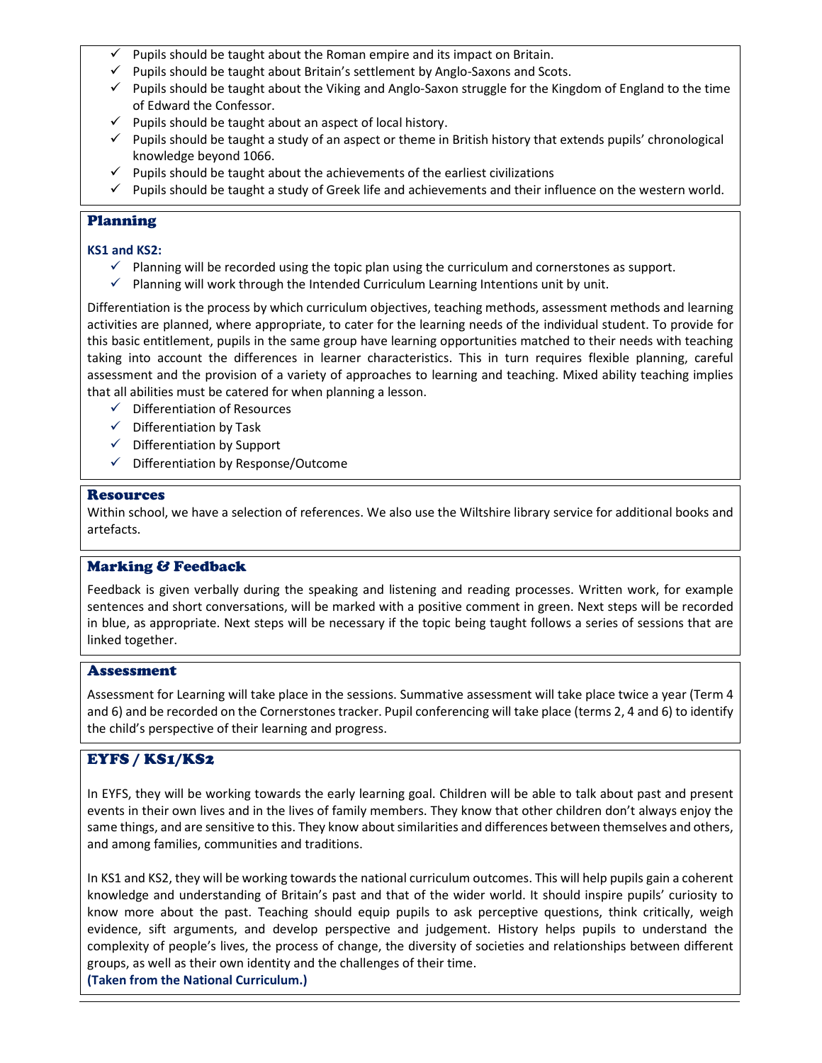- ✓ Pupils should be taught about the Roman empire and its impact on Britain.
- ✓ Pupils should be taught about Britain's settlement by Anglo-Saxons and Scots.
- ✓ Pupils should be taught about the Viking and Anglo-Saxon struggle for the Kingdom of England to the time of Edward the Confessor.
- ✓ Pupils should be taught about an aspect of local history.
- ✓ Pupils should be taught a study of an aspect or theme in British history that extends pupils' chronological knowledge beyond 1066.
- ✓ Pupils should be taught about the achievements of the earliest civilizations
- ✓ Pupils should be taught a study of Greek life and achievements and their influence on the western world.

## Planning

**KS1 and KS2:**

- ✓ Planning will be recorded using the topic plan using the curriculum and cornerstones as support.
- ✓ Planning will work through the Intended Curriculum Learning Intentions unit by unit.

Differentiation is the process by which curriculum objectives, teaching methods, assessment methods and learning activities are planned, where appropriate, to cater for the learning needs of the individual student. To provide for this basic entitlement, pupils in the same group have learning opportunities matched to their needs with teaching taking into account the differences in learner characteristics. This in turn requires flexible planning, careful assessment and the provision of a variety of approaches to learning and teaching. Mixed ability teaching implies that all abilities must be catered for when planning a lesson.

- ✓ Differentiation of Resources
- ✓ Differentiation by Task
- ✓ Differentiation by Support
- ✓ Differentiation by Response/Outcome

## Resources

Within school, we have a selection of references. We also use the Wiltshire library service for additional books and artefacts.

## Marking & Feedback

Feedback is given verbally during the speaking and listening and reading processes. Written work, for example sentences and short conversations, will be marked with a positive comment in green. Next steps will be recorded in blue, as appropriate. Next steps will be necessary if the topic being taught follows a series of sessions that are linked together.

## Assessment

Assessment for Learning will take place in the sessions. Summative assessment will take place twice a year (Term 4 and 6) and be recorded on the Cornerstones tracker. Pupil conferencing will take place (terms 2, 4 and 6) to identify the child's perspective of their learning and progress.

## EYFS / KS1/KS2

In EYFS, they will be working towards the early learning goal. Children will be able to talk about past and present events in their own lives and in the lives of family members. They know that other children don't always enjoy the same things, and are sensitive to this. They know about similarities and differences between themselves and others, and among families, communities and traditions.

In KS1 and KS2, they will be working towards the national curriculum outcomes. This will help pupils gain a coherent knowledge and understanding of Britain's past and that of the wider world. It should inspire pupils' curiosity to know more about the past. Teaching should equip pupils to ask perceptive questions, think critically, weigh evidence, sift arguments, and develop perspective and judgement. History helps pupils to understand the complexity of people's lives, the process of change, the diversity of societies and relationships between different groups, as well as their own identity and the challenges of their time.

**(Taken from the National Curriculum.)**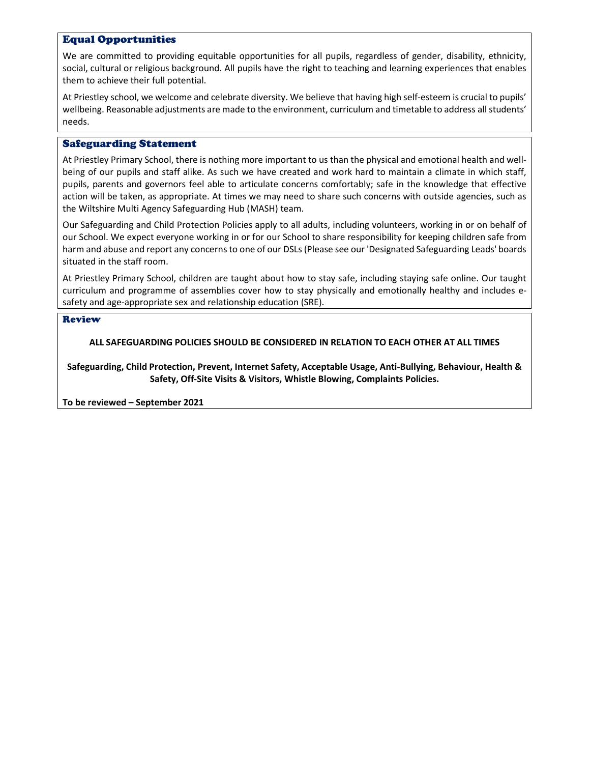## Equal Opportunities

We are committed to providing equitable opportunities for all pupils, regardless of gender, disability, ethnicity, social, cultural or religious background. All pupils have the right to teaching and learning experiences that enables them to achieve their full potential.

At Priestley school, we welcome and celebrate diversity. We believe that having high self-esteem is crucial to pupils' wellbeing. Reasonable adjustments are made to the environment, curriculum and timetable to address all students' needs.

## Safeguarding Statement

At Priestley Primary School, there is nothing more important to us than the physical and emotional health and well-being of our pupils and staff alike. As such we have created and work hard to maintain a climate in which staff, pupils, parents and governors feel able to articulate concerns comfortably; safe in the knowledge that effective action will be taken, as appropriate. At times we may need to share such concerns with outside agencies, such as the Wiltshire Multi Agency Safeguarding Hub (MASH) team.

Our Safeguarding and Child Protection Policies apply to all adults, including volunteers, working in or on behalf of our School. We expect everyone working in or for our School to share responsibility for keeping children safe from harm and abuse and report any concerns to one of our DSLs (Please see our 'Designated Safeguarding Leads' boards situated in the staff room.

At Priestley Primary School, children are taught about how to stay safe, including staying safe online. Our taught curriculum and programme of assemblies cover how to stay physically and emotionally healthy and includes e-safety and age-appropriate sex and relationship education (SRE).

## Review

**ALL SAFEGUARDING POLICIES SHOULD BE CONSIDERED IN RELATION TO EACH OTHER AT ALL TIMES**

**Safeguarding, Child Protection, Prevent, Internet Safety, Acceptable Usage, Anti-Bullying, Behaviour, Health & Safety, Off-Site Visits & Visitors, Whistle Blowing, Complaints Policies.**

**To be reviewed – September 2021**